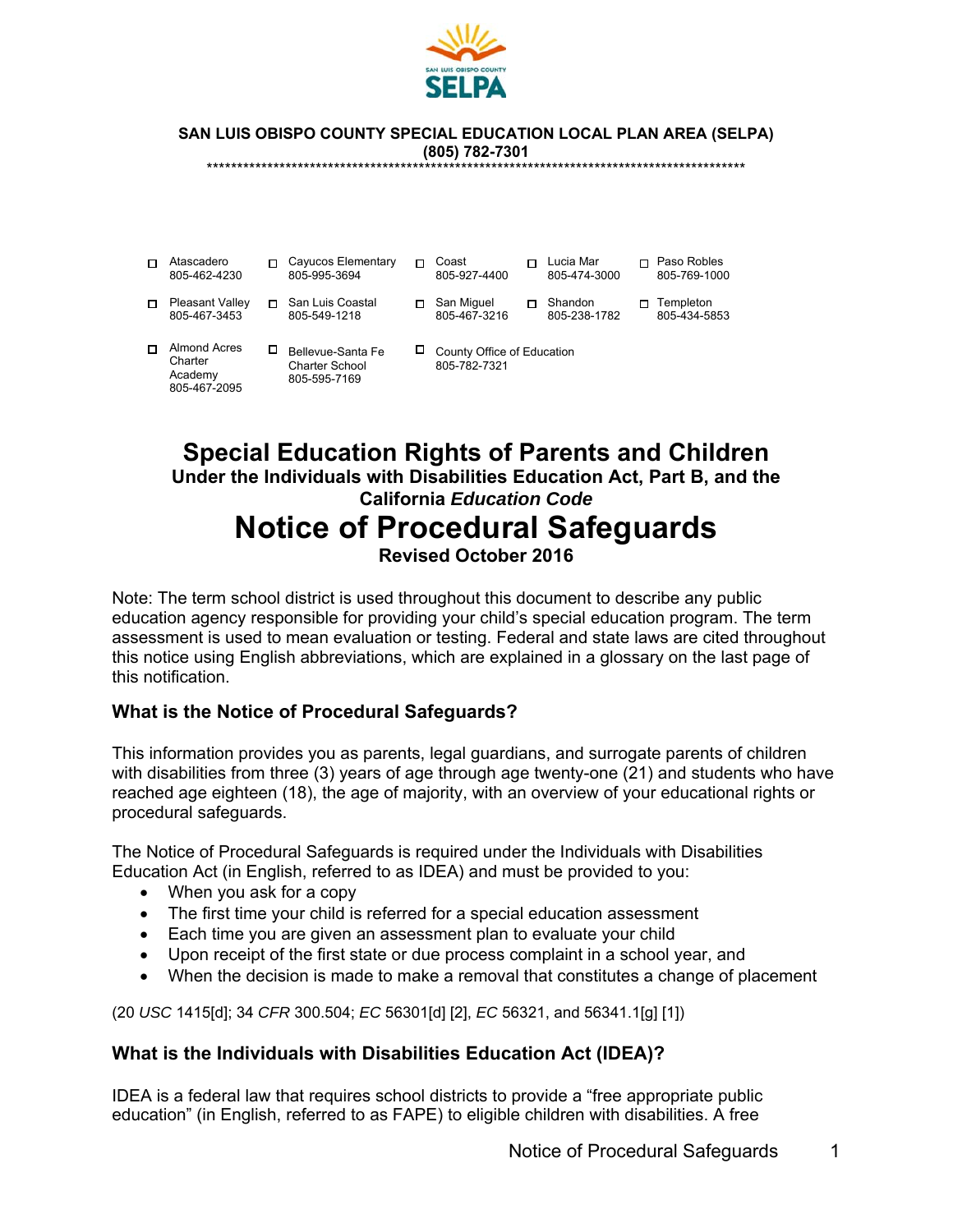**SAN LUIS OBISPO COUNTY SPECIAL EDUCATION LOCAL PLAN AREA (SELPA)**
**(805) 782-7301**

**********************************************************************************************

| | | | | |
|---|---|---|---|---|
| ☐ Atascadero 805-462-4230 | ☐ Cayucos Elementary 805-995-3694 | ☐ Coast 805-927-4400 | ☐ Lucia Mar 805-474-3000 | ☐ Paso Robles 805-769-1000 |
| ☐ Pleasant Valley 805-467-3453 | ☐ San Luis Coastal 805-549-1218 | ☐ San Miguel 805-467-3216 | ☐ Shandon 805-238-1782 | ☐ Templeton 805-434-5853 |
| ☐ Almond Acres Charter Academy 805-467-2095 | ☐ Bellevue-Santa Fe Charter School 805-595-7169 | ☐ County Office of Education 805-782-7321 | | |

# Special Education Rights of Parents and Children

### Under the Individuals with Disabilities Education Act, Part B, and the California *Education Code*

# Notice of Procedural Safeguards

### Revised October 2016

Note: The term school district is used throughout this document to describe any public education agency responsible for providing your child's special education program. The term assessment is used to mean evaluation or testing. Federal and state laws are cited throughout this notice using English abbreviations, which are explained in a glossary on the last page of this notification.

### What is the Notice of Procedural Safeguards?

This information provides you as parents, legal guardians, and surrogate parents of children with disabilities from three (3) years of age through age twenty-one (21) and students who have reached age eighteen (18), the age of majority, with an overview of your educational rights or procedural safeguards.

The Notice of Procedural Safeguards is required under the Individuals with Disabilities Education Act (in English, referred to as IDEA) and must be provided to you:

- When you ask for a copy
- The first time your child is referred for a special education assessment
- Each time you are given an assessment plan to evaluate your child
- Upon receipt of the first state or due process complaint in a school year, and
- When the decision is made to make a removal that constitutes a change of placement

(20 *USC* 1415[d]; 34 *CFR* 300.504; *EC* 56301[d] [2], *EC* 56321, and 56341.1[g] [1])

### What is the Individuals with Disabilities Education Act (IDEA)?

IDEA is a federal law that requires school districts to provide a "free appropriate public education" (in English, referred to as FAPE) to eligible children with disabilities. A free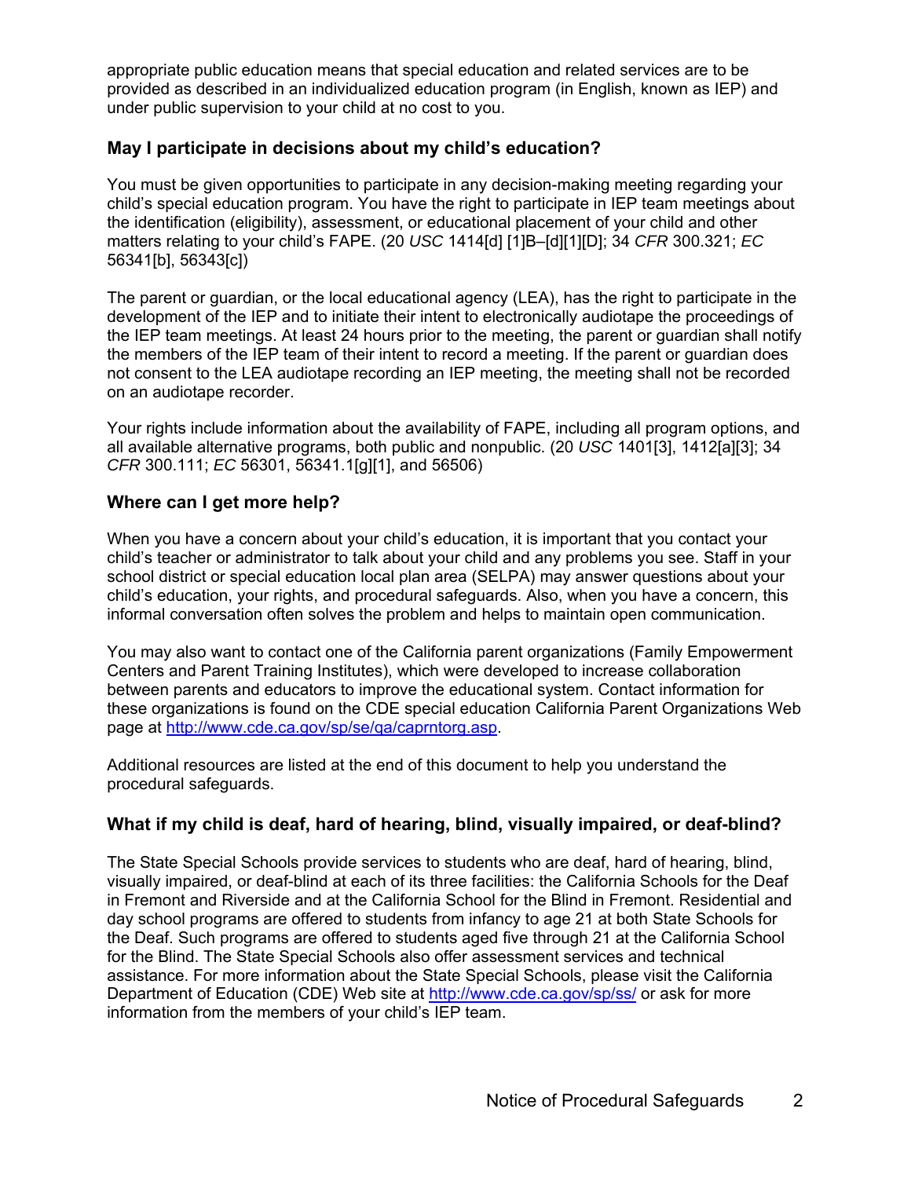appropriate public education means that special education and related services are to be provided as described in an individualized education program (in English, known as IEP) and under public supervision to your child at no cost to you.

### May I participate in decisions about my child's education?

You must be given opportunities to participate in any decision-making meeting regarding your child's special education program. You have the right to participate in IEP team meetings about the identification (eligibility), assessment, or educational placement of your child and other matters relating to your child's FAPE. (20 *USC* 1414[d] [1]B–[d][1][D]; 34 *CFR* 300.321; *EC* 56341[b], 56343[c])

The parent or guardian, or the local educational agency (LEA), has the right to participate in the development of the IEP and to initiate their intent to electronically audiotape the proceedings of the IEP team meetings. At least 24 hours prior to the meeting, the parent or guardian shall notify the members of the IEP team of their intent to record a meeting. If the parent or guardian does not consent to the LEA audiotape recording an IEP meeting, the meeting shall not be recorded on an audiotape recorder.

Your rights include information about the availability of FAPE, including all program options, and all available alternative programs, both public and nonpublic. (20 *USC* 1401[3], 1412[a][3]; 34 *CFR* 300.111; *EC* 56301, 56341.1[g][1], and 56506)

### Where can I get more help?

When you have a concern about your child's education, it is important that you contact your child's teacher or administrator to talk about your child and any problems you see. Staff in your school district or special education local plan area (SELPA) may answer questions about your child's education, your rights, and procedural safeguards. Also, when you have a concern, this informal conversation often solves the problem and helps to maintain open communication.

You may also want to contact one of the California parent organizations (Family Empowerment Centers and Parent Training Institutes), which were developed to increase collaboration between parents and educators to improve the educational system. Contact information for these organizations is found on the CDE special education California Parent Organizations Web page at http://www.cde.ca.gov/sp/se/qa/caprntorg.asp.

Additional resources are listed at the end of this document to help you understand the procedural safeguards.

### What if my child is deaf, hard of hearing, blind, visually impaired, or deaf-blind?

The State Special Schools provide services to students who are deaf, hard of hearing, blind, visually impaired, or deaf-blind at each of its three facilities: the California Schools for the Deaf in Fremont and Riverside and at the California School for the Blind in Fremont. Residential and day school programs are offered to students from infancy to age 21 at both State Schools for the Deaf. Such programs are offered to students aged five through 21 at the California School for the Blind. The State Special Schools also offer assessment services and technical assistance. For more information about the State Special Schools, please visit the California Department of Education (CDE) Web site at http://www.cde.ca.gov/sp/ss/ or ask for more information from the members of your child's IEP team.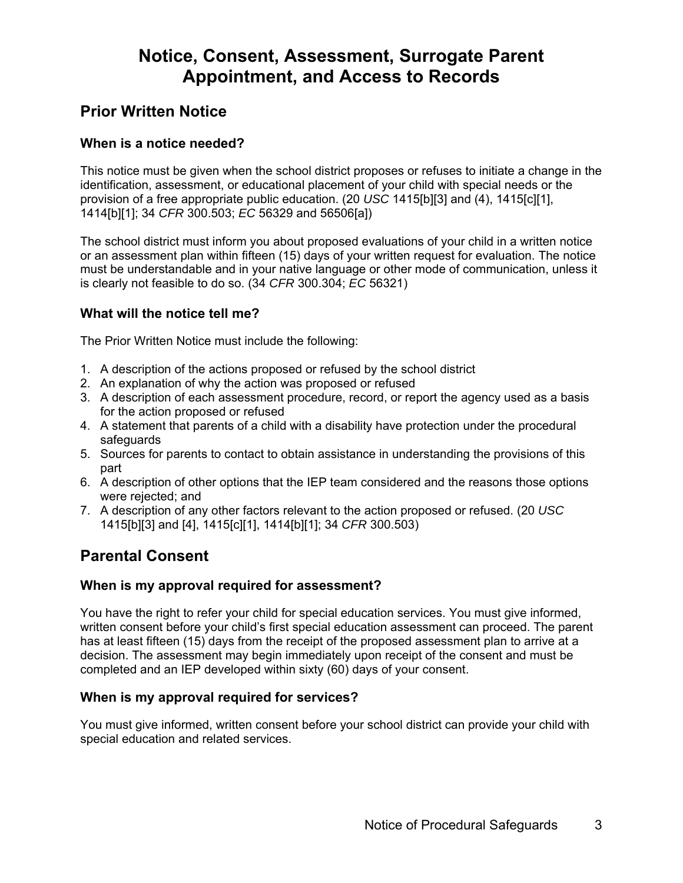# Notice, Consent, Assessment, Surrogate Parent Appointment, and Access to Records

## Prior Written Notice

### When is a notice needed?

This notice must be given when the school district proposes or refuses to initiate a change in the identification, assessment, or educational placement of your child with special needs or the provision of a free appropriate public education. (20 *USC* 1415[b][3] and (4), 1415[c][1], 1414[b][1]; 34 *CFR* 300.503; *EC* 56329 and 56506[a])

The school district must inform you about proposed evaluations of your child in a written notice or an assessment plan within fifteen (15) days of your written request for evaluation. The notice must be understandable and in your native language or other mode of communication, unless it is clearly not feasible to do so. (34 *CFR* 300.304; *EC* 56321)

### What will the notice tell me?

The Prior Written Notice must include the following:

1. A description of the actions proposed or refused by the school district
2. An explanation of why the action was proposed or refused
3. A description of each assessment procedure, record, or report the agency used as a basis for the action proposed or refused
4. A statement that parents of a child with a disability have protection under the procedural safeguards
5. Sources for parents to contact to obtain assistance in understanding the provisions of this part
6. A description of other options that the IEP team considered and the reasons those options were rejected; and
7. A description of any other factors relevant to the action proposed or refused. (20 *USC* 1415[b][3] and [4], 1415[c][1], 1414[b][1]; 34 *CFR* 300.503)

## Parental Consent

### When is my approval required for assessment?

You have the right to refer your child for special education services. You must give informed, written consent before your child's first special education assessment can proceed. The parent has at least fifteen (15) days from the receipt of the proposed assessment plan to arrive at a decision. The assessment may begin immediately upon receipt of the consent and must be completed and an IEP developed within sixty (60) days of your consent.

### When is my approval required for services?

You must give informed, written consent before your school district can provide your child with special education and related services.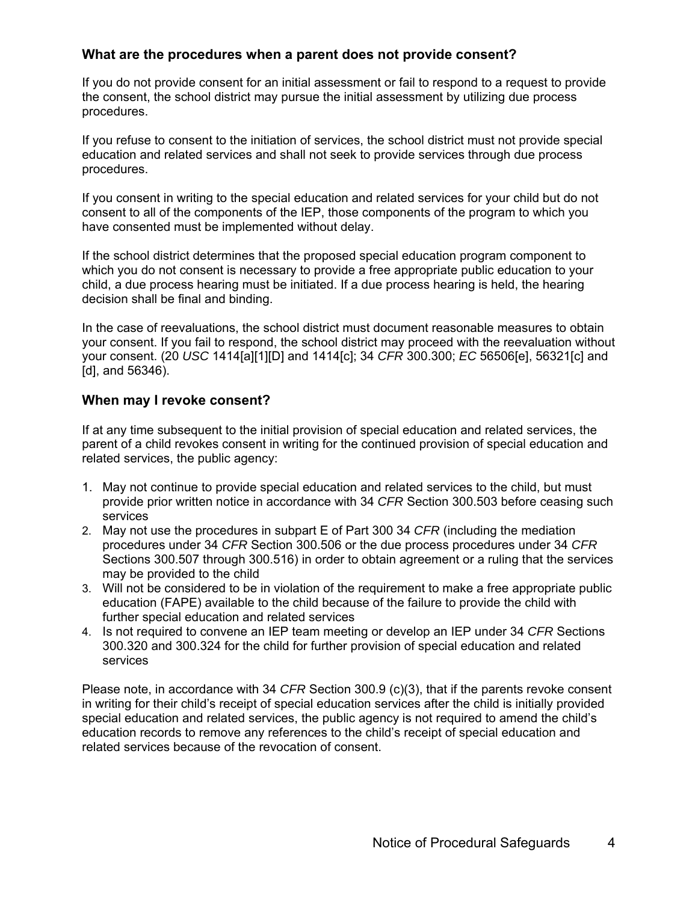### What are the procedures when a parent does not provide consent?

If you do not provide consent for an initial assessment or fail to respond to a request to provide the consent, the school district may pursue the initial assessment by utilizing due process procedures.

If you refuse to consent to the initiation of services, the school district must not provide special education and related services and shall not seek to provide services through due process procedures.

If you consent in writing to the special education and related services for your child but do not consent to all of the components of the IEP, those components of the program to which you have consented must be implemented without delay.

If the school district determines that the proposed special education program component to which you do not consent is necessary to provide a free appropriate public education to your child, a due process hearing must be initiated. If a due process hearing is held, the hearing decision shall be final and binding.

In the case of reevaluations, the school district must document reasonable measures to obtain your consent. If you fail to respond, the school district may proceed with the reevaluation without your consent. (20 *USC* 1414[a][1][D] and 1414[c]; 34 *CFR* 300.300; *EC* 56506[e], 56321[c] and [d], and 56346).

### When may I revoke consent?

If at any time subsequent to the initial provision of special education and related services, the parent of a child revokes consent in writing for the continued provision of special education and related services, the public agency:

1. May not continue to provide special education and related services to the child, but must provide prior written notice in accordance with 34 *CFR* Section 300.503 before ceasing such services
2. May not use the procedures in subpart E of Part 300 34 *CFR* (including the mediation procedures under 34 *CFR* Section 300.506 or the due process procedures under 34 *CFR* Sections 300.507 through 300.516) in order to obtain agreement or a ruling that the services may be provided to the child
3. Will not be considered to be in violation of the requirement to make a free appropriate public education (FAPE) available to the child because of the failure to provide the child with further special education and related services
4. Is not required to convene an IEP team meeting or develop an IEP under 34 *CFR* Sections 300.320 and 300.324 for the child for further provision of special education and related services

Please note, in accordance with 34 *CFR* Section 300.9 (c)(3), that if the parents revoke consent in writing for their child's receipt of special education services after the child is initially provided special education and related services, the public agency is not required to amend the child's education records to remove any references to the child's receipt of special education and related services because of the revocation of consent.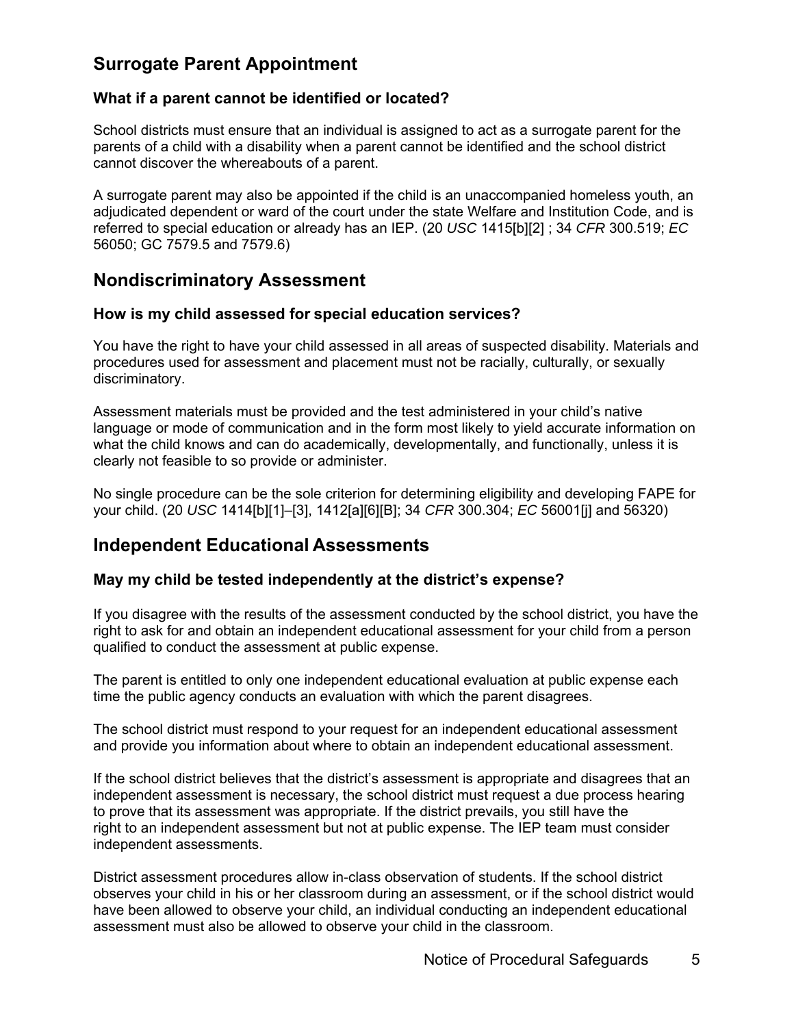## Surrogate Parent Appointment

### What if a parent cannot be identified or located?

School districts must ensure that an individual is assigned to act as a surrogate parent for the parents of a child with a disability when a parent cannot be identified and the school district cannot discover the whereabouts of a parent.

A surrogate parent may also be appointed if the child is an unaccompanied homeless youth, an adjudicated dependent or ward of the court under the state Welfare and Institution Code, and is referred to special education or already has an IEP. (20 *USC* 1415[b][2] ; 34 *CFR* 300.519; *EC* 56050; GC 7579.5 and 7579.6)

## Nondiscriminatory Assessment

### How is my child assessed for special education services?

You have the right to have your child assessed in all areas of suspected disability. Materials and procedures used for assessment and placement must not be racially, culturally, or sexually discriminatory.

Assessment materials must be provided and the test administered in your child's native language or mode of communication and in the form most likely to yield accurate information on what the child knows and can do academically, developmentally, and functionally, unless it is clearly not feasible to so provide or administer.

No single procedure can be the sole criterion for determining eligibility and developing FAPE for your child. (20 *USC* 1414[b][1]–[3], 1412[a][6][B]; 34 *CFR* 300.304; *EC* 56001[j] and 56320)

## Independent Educational Assessments

### May my child be tested independently at the district's expense?

If you disagree with the results of the assessment conducted by the school district, you have the right to ask for and obtain an independent educational assessment for your child from a person qualified to conduct the assessment at public expense.

The parent is entitled to only one independent educational evaluation at public expense each time the public agency conducts an evaluation with which the parent disagrees.

The school district must respond to your request for an independent educational assessment and provide you information about where to obtain an independent educational assessment.

If the school district believes that the district's assessment is appropriate and disagrees that an independent assessment is necessary, the school district must request a due process hearing to prove that its assessment was appropriate. If the district prevails, you still have the right to an independent assessment but not at public expense. The IEP team must consider independent assessments.

District assessment procedures allow in-class observation of students. If the school district observes your child in his or her classroom during an assessment, or if the school district would have been allowed to observe your child, an individual conducting an independent educational assessment must also be allowed to observe your child in the classroom.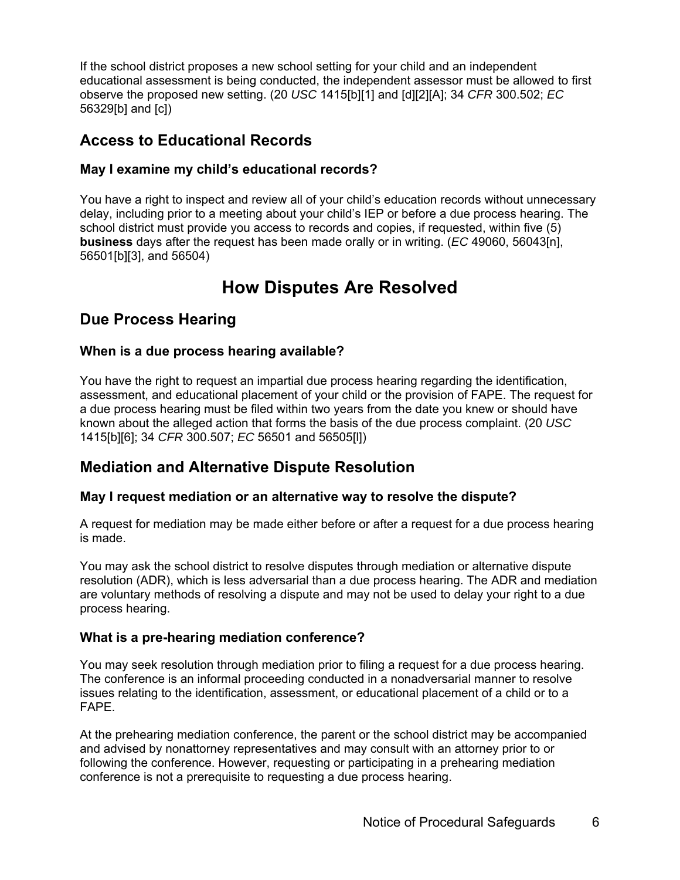If the school district proposes a new school setting for your child and an independent educational assessment is being conducted, the independent assessor must be allowed to first observe the proposed new setting. (20 *USC* 1415[b][1] and [d][2][A]; 34 *CFR* 300.502; *EC* 56329[b] and [c])

## Access to Educational Records

### May I examine my child's educational records?

You have a right to inspect and review all of your child's education records without unnecessary delay, including prior to a meeting about your child's IEP or before a due process hearing. The school district must provide you access to records and copies, if requested, within five (5) **business** days after the request has been made orally or in writing. (*EC* 49060, 56043[n], 56501[b][3], and 56504)

# How Disputes Are Resolved

## Due Process Hearing

### When is a due process hearing available?

You have the right to request an impartial due process hearing regarding the identification, assessment, and educational placement of your child or the provision of FAPE. The request for a due process hearing must be filed within two years from the date you knew or should have known about the alleged action that forms the basis of the due process complaint. (20 *USC* 1415[b][6]; 34 *CFR* 300.507; *EC* 56501 and 56505[l])

## Mediation and Alternative Dispute Resolution

### May I request mediation or an alternative way to resolve the dispute?

A request for mediation may be made either before or after a request for a due process hearing is made.

You may ask the school district to resolve disputes through mediation or alternative dispute resolution (ADR), which is less adversarial than a due process hearing. The ADR and mediation are voluntary methods of resolving a dispute and may not be used to delay your right to a due process hearing.

### What is a pre-hearing mediation conference?

You may seek resolution through mediation prior to filing a request for a due process hearing. The conference is an informal proceeding conducted in a nonadversarial manner to resolve issues relating to the identification, assessment, or educational placement of a child or to a FAPE.

At the prehearing mediation conference, the parent or the school district may be accompanied and advised by nonattorney representatives and may consult with an attorney prior to or following the conference. However, requesting or participating in a prehearing mediation conference is not a prerequisite to requesting a due process hearing.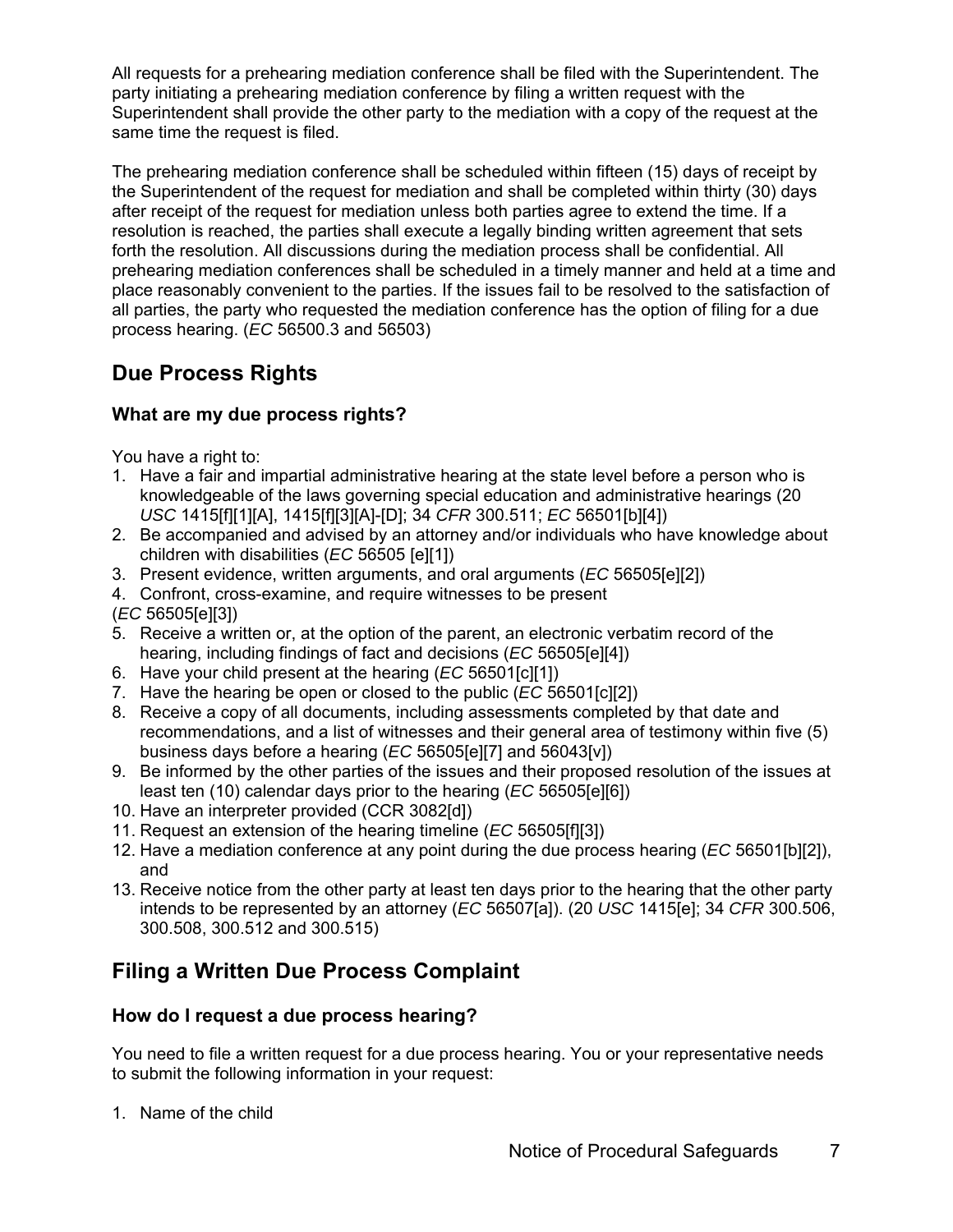All requests for a prehearing mediation conference shall be filed with the Superintendent. The party initiating a prehearing mediation conference by filing a written request with the Superintendent shall provide the other party to the mediation with a copy of the request at the same time the request is filed.

The prehearing mediation conference shall be scheduled within fifteen (15) days of receipt by the Superintendent of the request for mediation and shall be completed within thirty (30) days after receipt of the request for mediation unless both parties agree to extend the time. If a resolution is reached, the parties shall execute a legally binding written agreement that sets forth the resolution. All discussions during the mediation process shall be confidential. All prehearing mediation conferences shall be scheduled in a timely manner and held at a time and place reasonably convenient to the parties. If the issues fail to be resolved to the satisfaction of all parties, the party who requested the mediation conference has the option of filing for a due process hearing. (*EC* 56500.3 and 56503)

## Due Process Rights

### What are my due process rights?

You have a right to:

1. Have a fair and impartial administrative hearing at the state level before a person who is knowledgeable of the laws governing special education and administrative hearings (20 *USC* 1415[f][1][A], 1415[f][3][A]-[D]; 34 *CFR* 300.511; *EC* 56501[b][4])
2. Be accompanied and advised by an attorney and/or individuals who have knowledge about children with disabilities (*EC* 56505 [e][1])
3. Present evidence, written arguments, and oral arguments (*EC* 56505[e][2])
4. Confront, cross-examine, and require witnesses to be present (*EC* 56505[e][3])
5. Receive a written or, at the option of the parent, an electronic verbatim record of the hearing, including findings of fact and decisions (*EC* 56505[e][4])
6. Have your child present at the hearing (*EC* 56501[c][1])
7. Have the hearing be open or closed to the public (*EC* 56501[c][2])
8. Receive a copy of all documents, including assessments completed by that date and recommendations, and a list of witnesses and their general area of testimony within five (5) business days before a hearing (*EC* 56505[e][7] and 56043[v])
9. Be informed by the other parties of the issues and their proposed resolution of the issues at least ten (10) calendar days prior to the hearing (*EC* 56505[e][6])
10. Have an interpreter provided (CCR 3082[d])
11. Request an extension of the hearing timeline (*EC* 56505[f][3])
12. Have a mediation conference at any point during the due process hearing (*EC* 56501[b][2]), and
13. Receive notice from the other party at least ten days prior to the hearing that the other party intends to be represented by an attorney (*EC* 56507[a]). (20 *USC* 1415[e]; 34 *CFR* 300.506, 300.508, 300.512 and 300.515)

## Filing a Written Due Process Complaint

### How do I request a due process hearing?

You need to file a written request for a due process hearing. You or your representative needs to submit the following information in your request:

1. Name of the child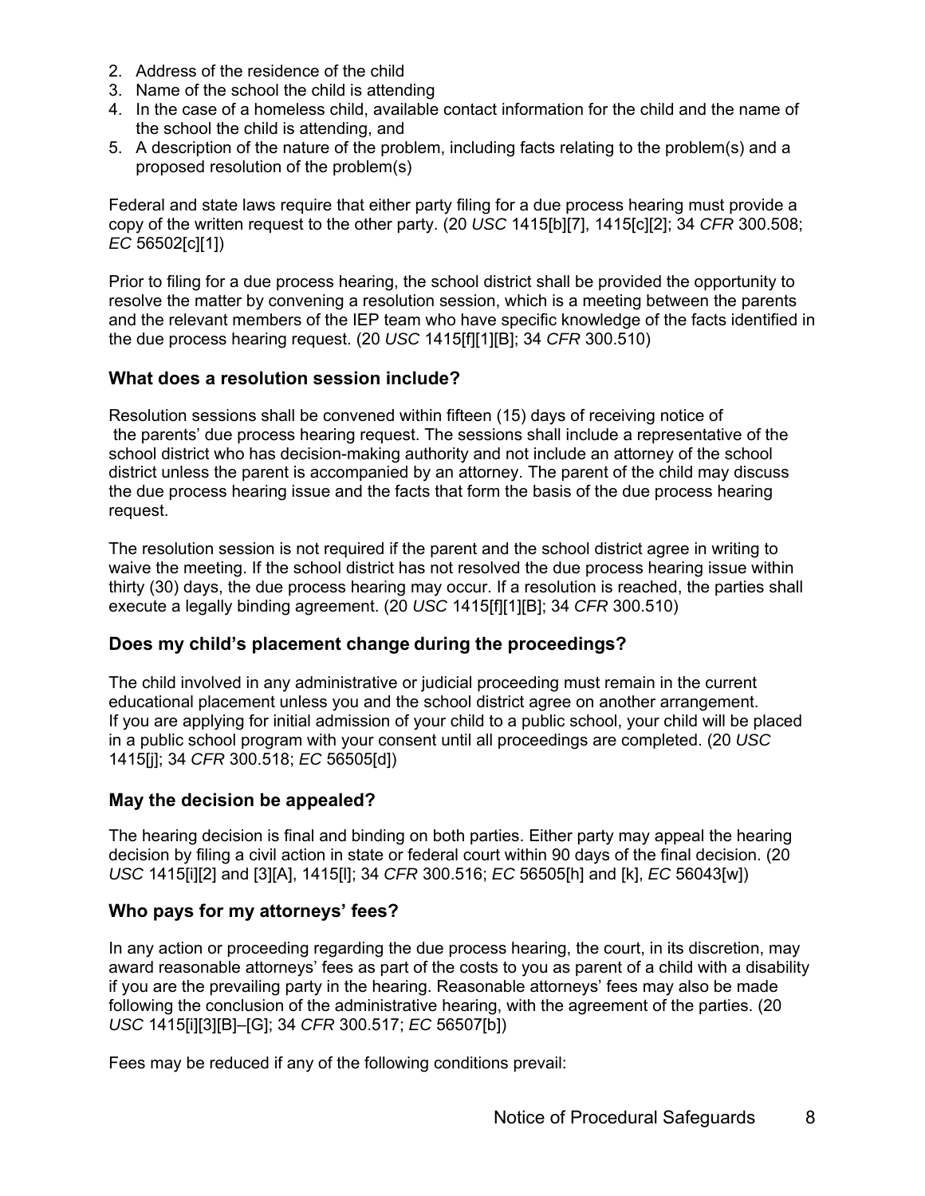2. Address of the residence of the child
3. Name of the school the child is attending
4. In the case of a homeless child, available contact information for the child and the name of the school the child is attending, and
5. A description of the nature of the problem, including facts relating to the problem(s) and a proposed resolution of the problem(s)

Federal and state laws require that either party filing for a due process hearing must provide a copy of the written request to the other party. (20 *USC* 1415[b][7], 1415[c][2]; 34 *CFR* 300.508; *EC* 56502[c][1])

Prior to filing for a due process hearing, the school district shall be provided the opportunity to resolve the matter by convening a resolution session, which is a meeting between the parents and the relevant members of the IEP team who have specific knowledge of the facts identified in the due process hearing request. (20 *USC* 1415[f][1][B]; 34 *CFR* 300.510)

### What does a resolution session include?

Resolution sessions shall be convened within fifteen (15) days of receiving notice of the parents' due process hearing request. The sessions shall include a representative of the school district who has decision-making authority and not include an attorney of the school district unless the parent is accompanied by an attorney. The parent of the child may discuss the due process hearing issue and the facts that form the basis of the due process hearing request.

The resolution session is not required if the parent and the school district agree in writing to waive the meeting. If the school district has not resolved the due process hearing issue within thirty (30) days, the due process hearing may occur. If a resolution is reached, the parties shall execute a legally binding agreement. (20 *USC* 1415[f][1][B]; 34 *CFR* 300.510)

### Does my child's placement change during the proceedings?

The child involved in any administrative or judicial proceeding must remain in the current educational placement unless you and the school district agree on another arrangement. If you are applying for initial admission of your child to a public school, your child will be placed in a public school program with your consent until all proceedings are completed. (20 *USC* 1415[j]; 34 *CFR* 300.518; *EC* 56505[d])

### May the decision be appealed?

The hearing decision is final and binding on both parties. Either party may appeal the hearing decision by filing a civil action in state or federal court within 90 days of the final decision. (20 *USC* 1415[i][2] and [3][A], 1415[l]; 34 *CFR* 300.516; *EC* 56505[h] and [k], *EC* 56043[w])

### Who pays for my attorneys' fees?

In any action or proceeding regarding the due process hearing, the court, in its discretion, may award reasonable attorneys' fees as part of the costs to you as parent of a child with a disability if you are the prevailing party in the hearing. Reasonable attorneys' fees may also be made following the conclusion of the administrative hearing, with the agreement of the parties. (20 *USC* 1415[i][3][B]–[G]; 34 *CFR* 300.517; *EC* 56507[b])

Fees may be reduced if any of the following conditions prevail: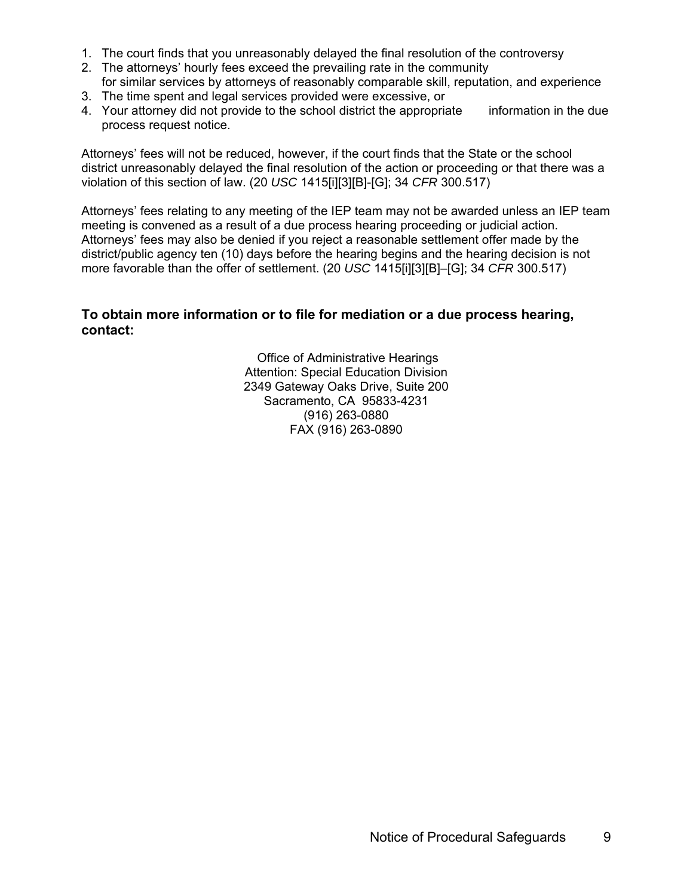1. The court finds that you unreasonably delayed the final resolution of the controversy
2. The attorneys' hourly fees exceed the prevailing rate in the community for similar services by attorneys of reasonably comparable skill, reputation, and experience
3. The time spent and legal services provided were excessive, or
4. Your attorney did not provide to the school district the appropriate information in the due process request notice.

Attorneys' fees will not be reduced, however, if the court finds that the State or the school district unreasonably delayed the final resolution of the action or proceeding or that there was a violation of this section of law. (20 *USC* 1415[i][3][B]-[G]; 34 *CFR* 300.517)

Attorneys' fees relating to any meeting of the IEP team may not be awarded unless an IEP team meeting is convened as a result of a due process hearing proceeding or judicial action. Attorneys' fees may also be denied if you reject a reasonable settlement offer made by the district/public agency ten (10) days before the hearing begins and the hearing decision is not more favorable than the offer of settlement. (20 *USC* 1415[i][3][B]–[G]; 34 *CFR* 300.517)

**To obtain more information or to file for mediation or a due process hearing, contact:**

Office of Administrative Hearings
Attention: Special Education Division
2349 Gateway Oaks Drive, Suite 200
Sacramento, CA 95833-4231
(916) 263-0880
FAX (916) 263-0890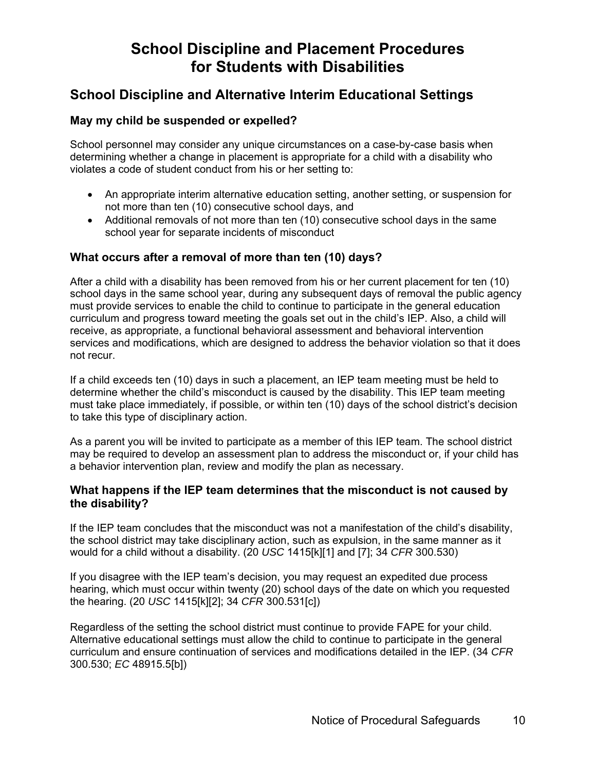# School Discipline and Placement Procedures for Students with Disabilities

## School Discipline and Alternative Interim Educational Settings

### May my child be suspended or expelled?

School personnel may consider any unique circumstances on a case-by-case basis when determining whether a change in placement is appropriate for a child with a disability who violates a code of student conduct from his or her setting to:

- An appropriate interim alternative education setting, another setting, or suspension for not more than ten (10) consecutive school days, and
- Additional removals of not more than ten (10) consecutive school days in the same school year for separate incidents of misconduct

### What occurs after a removal of more than ten (10) days?

After a child with a disability has been removed from his or her current placement for ten (10) school days in the same school year, during any subsequent days of removal the public agency must provide services to enable the child to continue to participate in the general education curriculum and progress toward meeting the goals set out in the child's IEP. Also, a child will receive, as appropriate, a functional behavioral assessment and behavioral intervention services and modifications, which are designed to address the behavior violation so that it does not recur.

If a child exceeds ten (10) days in such a placement, an IEP team meeting must be held to determine whether the child's misconduct is caused by the disability. This IEP team meeting must take place immediately, if possible, or within ten (10) days of the school district's decision to take this type of disciplinary action.

As a parent you will be invited to participate as a member of this IEP team. The school district may be required to develop an assessment plan to address the misconduct or, if your child has a behavior intervention plan, review and modify the plan as necessary.

### What happens if the IEP team determines that the misconduct is not caused by the disability?

If the IEP team concludes that the misconduct was not a manifestation of the child's disability, the school district may take disciplinary action, such as expulsion, in the same manner as it would for a child without a disability. (20 *USC* 1415[k][1] and [7]; 34 *CFR* 300.530)

If you disagree with the IEP team's decision, you may request an expedited due process hearing, which must occur within twenty (20) school days of the date on which you requested the hearing. (20 *USC* 1415[k][2]; 34 *CFR* 300.531[c])

Regardless of the setting the school district must continue to provide FAPE for your child. Alternative educational settings must allow the child to continue to participate in the general curriculum and ensure continuation of services and modifications detailed in the IEP. (34 *CFR* 300.530; *EC* 48915.5[b])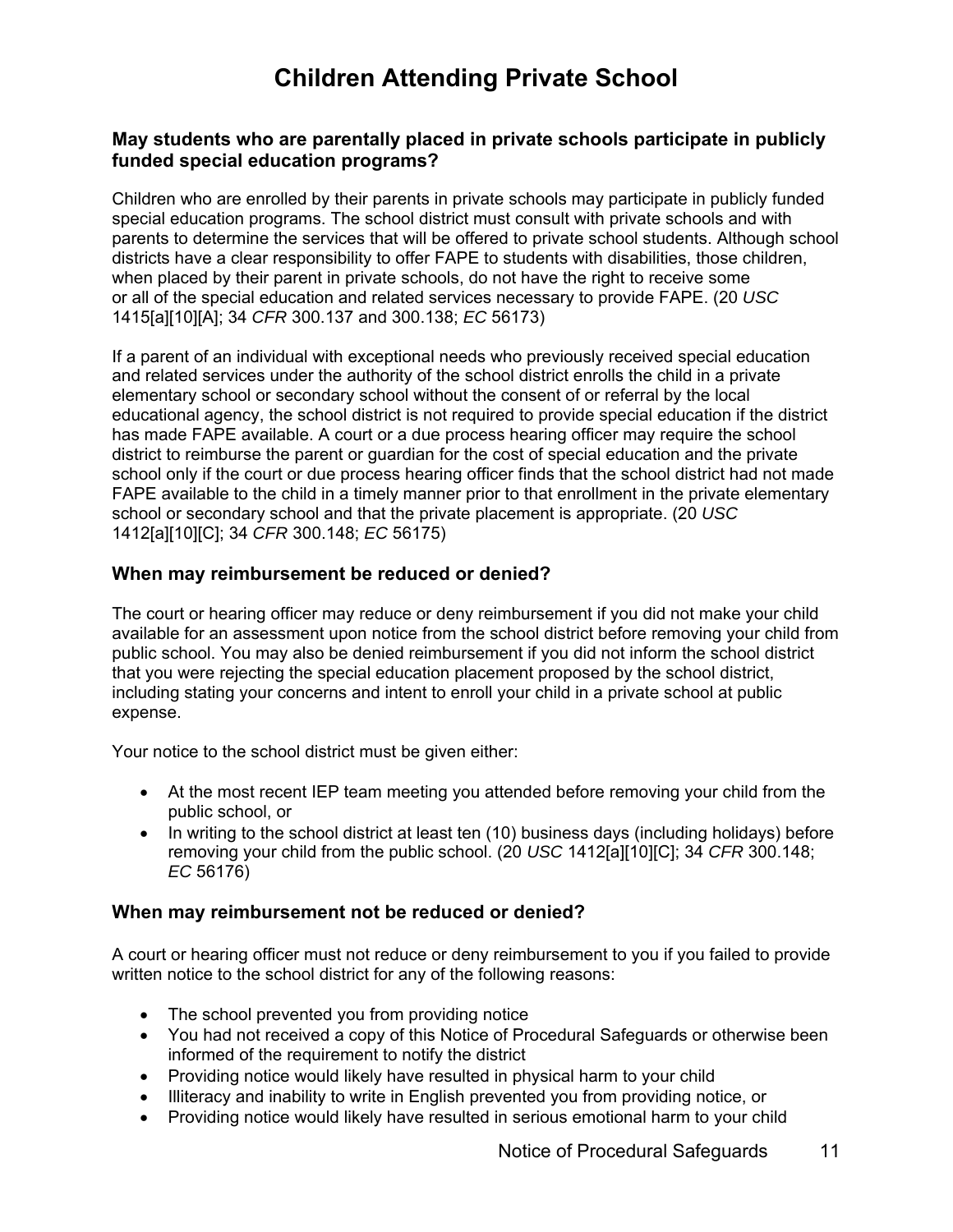# Children Attending Private School

### May students who are parentally placed in private schools participate in publicly funded special education programs?

Children who are enrolled by their parents in private schools may participate in publicly funded special education programs. The school district must consult with private schools and with parents to determine the services that will be offered to private school students. Although school districts have a clear responsibility to offer FAPE to students with disabilities, those children, when placed by their parent in private schools, do not have the right to receive some or all of the special education and related services necessary to provide FAPE. (20 *USC* 1415[a][10][A]; 34 *CFR* 300.137 and 300.138; *EC* 56173)

If a parent of an individual with exceptional needs who previously received special education and related services under the authority of the school district enrolls the child in a private elementary school or secondary school without the consent of or referral by the local educational agency, the school district is not required to provide special education if the district has made FAPE available. A court or a due process hearing officer may require the school district to reimburse the parent or guardian for the cost of special education and the private school only if the court or due process hearing officer finds that the school district had not made FAPE available to the child in a timely manner prior to that enrollment in the private elementary school or secondary school and that the private placement is appropriate. (20 *USC* 1412[a][10][C]; 34 *CFR* 300.148; *EC* 56175)

### When may reimbursement be reduced or denied?

The court or hearing officer may reduce or deny reimbursement if you did not make your child available for an assessment upon notice from the school district before removing your child from public school. You may also be denied reimbursement if you did not inform the school district that you were rejecting the special education placement proposed by the school district, including stating your concerns and intent to enroll your child in a private school at public expense.

Your notice to the school district must be given either:

- At the most recent IEP team meeting you attended before removing your child from the public school, or
- In writing to the school district at least ten (10) business days (including holidays) before removing your child from the public school. (20 *USC* 1412[a][10][C]; 34 *CFR* 300.148; *EC* 56176)

### When may reimbursement not be reduced or denied?

A court or hearing officer must not reduce or deny reimbursement to you if you failed to provide written notice to the school district for any of the following reasons:

- The school prevented you from providing notice
- You had not received a copy of this Notice of Procedural Safeguards or otherwise been informed of the requirement to notify the district
- Providing notice would likely have resulted in physical harm to your child
- Illiteracy and inability to write in English prevented you from providing notice, or
- Providing notice would likely have resulted in serious emotional harm to your child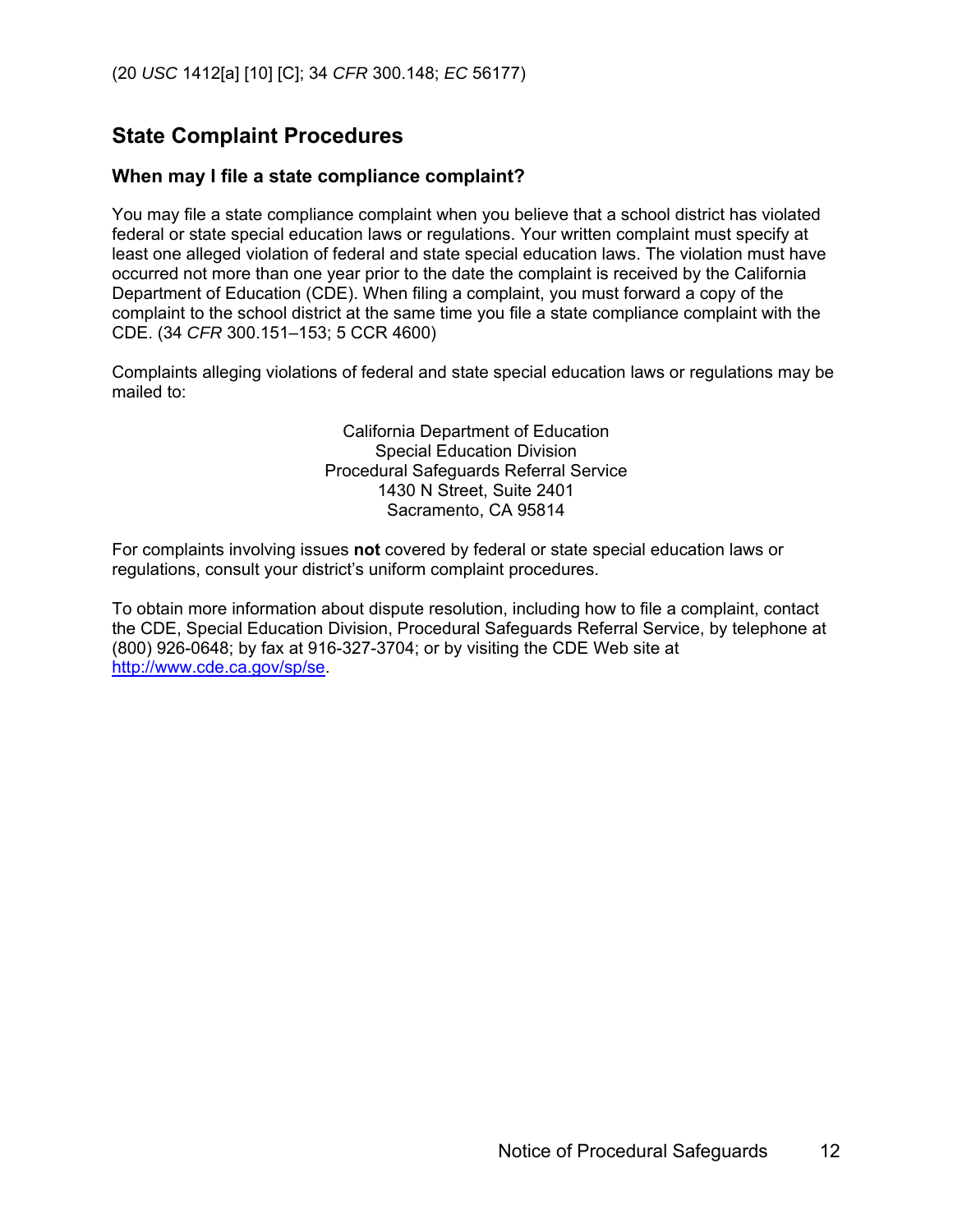(20 *USC* 1412[a] [10] [C]; 34 *CFR* 300.148; *EC* 56177)

## State Complaint Procedures

### When may I file a state compliance complaint?

You may file a state compliance complaint when you believe that a school district has violated federal or state special education laws or regulations. Your written complaint must specify at least one alleged violation of federal and state special education laws. The violation must have occurred not more than one year prior to the date the complaint is received by the California Department of Education (CDE). When filing a complaint, you must forward a copy of the complaint to the school district at the same time you file a state compliance complaint with the CDE. (34 *CFR* 300.151–153; 5 CCR 4600)

Complaints alleging violations of federal and state special education laws or regulations may be mailed to:

California Department of Education
Special Education Division
Procedural Safeguards Referral Service
1430 N Street, Suite 2401
Sacramento, CA 95814

For complaints involving issues **not** covered by federal or state special education laws or regulations, consult your district's uniform complaint procedures.

To obtain more information about dispute resolution, including how to file a complaint, contact the CDE, Special Education Division, Procedural Safeguards Referral Service, by telephone at (800) 926-0648; by fax at 916-327-3704; or by visiting the CDE Web site at [http://www.cde.ca.gov/sp/se](http://www.cde.ca.gov/sp/se).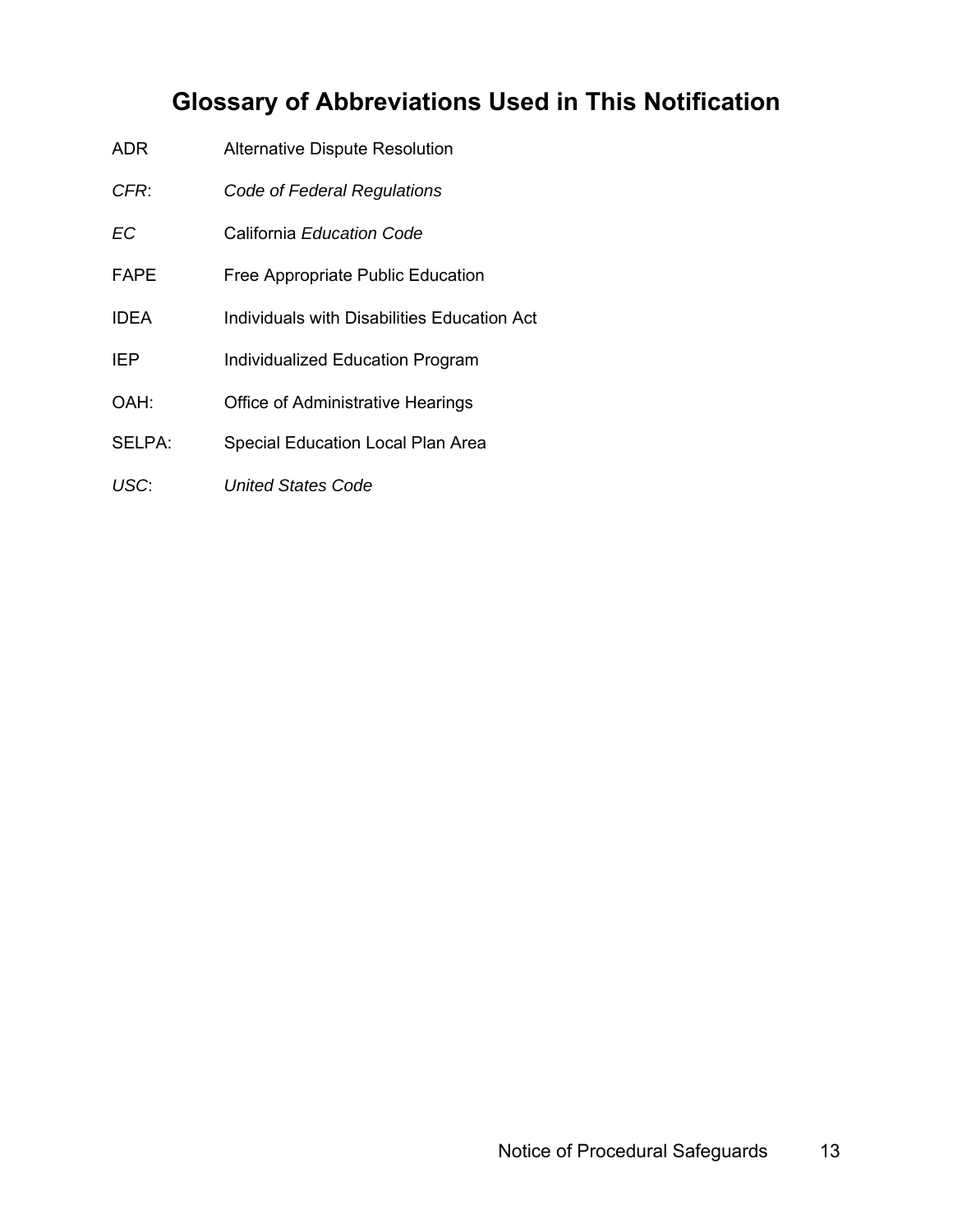# Glossary of Abbreviations Used in This Notification

| | |
|---|---|
| ADR | Alternative Dispute Resolution |
| *CFR*: | *Code of Federal Regulations* |
| *EC* | California *Education Code* |
| FAPE | Free Appropriate Public Education |
| IDEA | Individuals with Disabilities Education Act |
| IEP | Individualized Education Program |
| OAH: | Office of Administrative Hearings |
| SELPA: | Special Education Local Plan Area |
| *USC*: | *United States Code* |